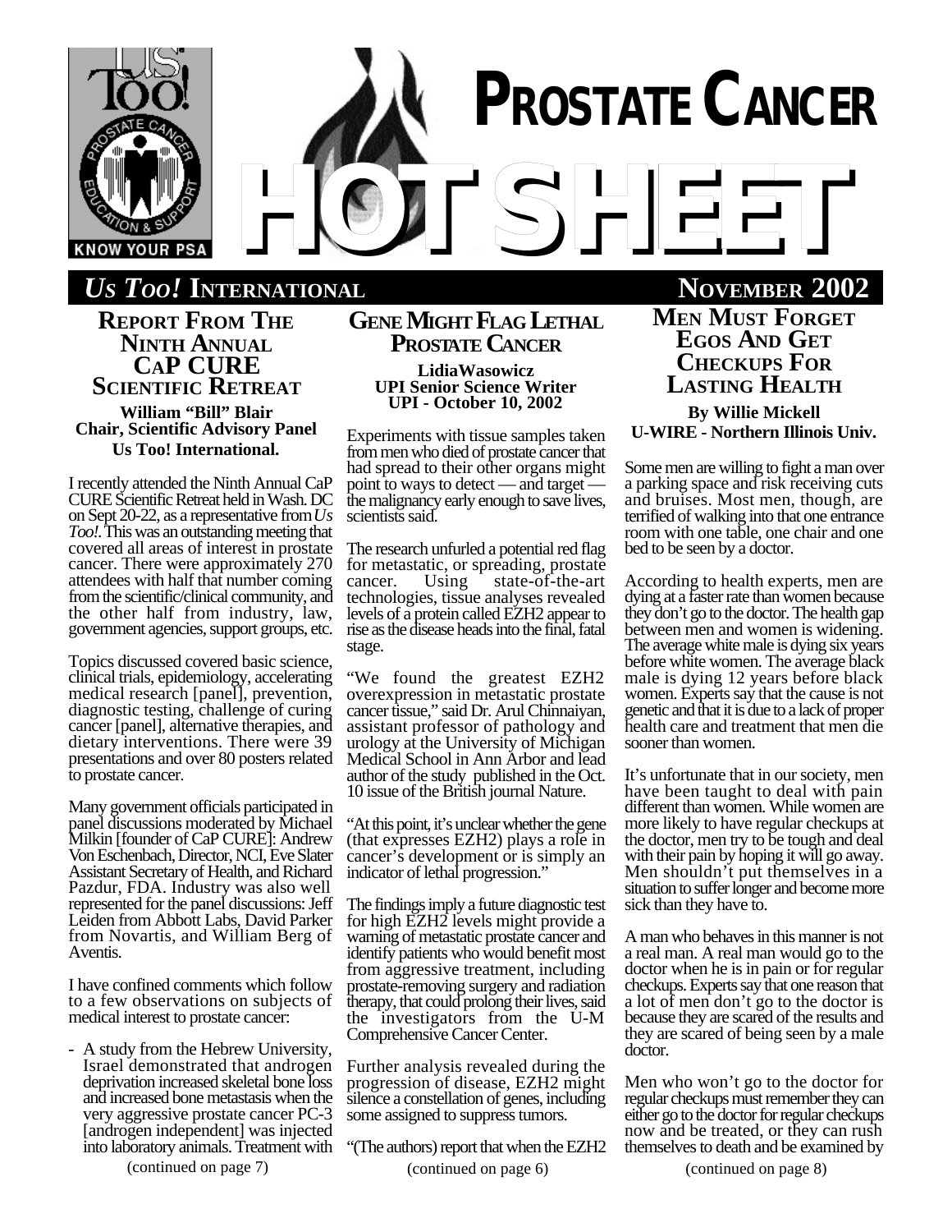# PROSTATE CANCER HOT SHEET

**US TOO! INTERNATIONAL** — **NOVEMBER 2002**

## REPORT FROM THE NINTH ANNUAL CAP CURE SCIENTIFIC RETREAT

**William "Bill" Blair**
**Chair, Scientific Advisory Panel**
**Us Too! International.**

I recently attended the Ninth Annual CaP CURE Scientific Retreat held in Wash. DC on Sept 20-22, as a representative from *Us Too!*. This was an outstanding meeting that covered all areas of interest in prostate cancer. There were approximately 270 attendees with half that number coming from the scientific/clinical community, and the other half from industry, law, government agencies, support groups, etc.

Topics discussed covered basic science, clinical trials, epidemiology, accelerating medical research [panel], prevention, diagnostic testing, challenge of curing cancer [panel], alternative therapies, and dietary interventions. There were 39 presentations and over 80 posters related to prostate cancer.

Many government officials participated in panel discussions moderated by Michael Milkin [founder of CaP CURE]: Andrew Von Eschenbach, Director, NCI, Eve Slater Assistant Secretary of Health, and Richard Pazdur, FDA. Industry was also well represented for the panel discussions: Jeff Leiden from Abbott Labs, David Parker from Novartis, and William Berg of Aventis.

I have confined comments which follow to a few observations on subjects of medical interest to prostate cancer:

- A study from the Hebrew University, Israel demonstrated that androgen deprivation increased skeletal bone loss and increased bone metastasis when the very aggressive prostate cancer PC-3 [androgen independent] was injected into laboratory animals. Treatment with

(continued on page 7)

## GENE MIGHT FLAG LETHAL PROSTATE CANCER

**LidiaWasowicz**
**UPI Senior Science Writer**
**UPI - October 10, 2002**

Experiments with tissue samples taken from men who died of prostate cancer that had spread to their other organs might point to ways to detect — and target — the malignancy early enough to save lives, scientists said.

The research unfurled a potential red flag for metastatic, or spreading, prostate cancer. Using state-of-the-art technologies, tissue analyses revealed levels of a protein called EZH2 appear to rise as the disease heads into the final, fatal stage.

"We found the greatest EZH2 overexpression in metastatic prostate cancer tissue," said Dr. Arul Chinnaiyan, assistant professor of pathology and urology at the University of Michigan Medical School in Ann Arbor and lead author of the study published in the Oct. 10 issue of the British journal Nature.

"At this point, it's unclear whether the gene (that expresses EZH2) plays a role in cancer's development or is simply an indicator of lethal progression."

The findings imply a future diagnostic test for high EZH2 levels might provide a warning of metastatic prostate cancer and identify patients who would benefit most from aggressive treatment, including prostate-removing surgery and radiation therapy, that could prolong their lives, said the investigators from the U-M Comprehensive Cancer Center.

Further analysis revealed during the progression of disease, EZH2 might silence a constellation of genes, including some assigned to suppress tumors.

"(The authors) report that when the EZH2

(continued on page 6)

## MEN MUST FORGET EGOS AND GET CHECKUPS FOR LASTING HEALTH

**By Willie Mickell**
**U-WIRE - Northern Illinois Univ.**

Some men are willing to fight a man over a parking space and risk receiving cuts and bruises. Most men, though, are terrified of walking into that one entrance room with one table, one chair and one bed to be seen by a doctor.

According to health experts, men are dying at a faster rate than women because they don't go to the doctor. The health gap between men and women is widening. The average white male is dying six years before white women. The average black male is dying 12 years before black women. Experts say that the cause is not genetic and that it is due to a lack of proper health care and treatment that men die sooner than women.

It's unfortunate that in our society, men have been taught to deal with pain different than women. While women are more likely to have regular checkups at the doctor, men try to be tough and deal with their pain by hoping it will go away. Men shouldn't put themselves in a situation to suffer longer and become more sick than they have to.

A man who behaves in this manner is not a real man. A real man would go to the doctor when he is in pain or for regular checkups. Experts say that one reason that a lot of men don't go to the doctor is because they are scared of the results and they are scared of being seen by a male doctor.

Men who won't go to the doctor for regular checkups must remember they can either go to the doctor for regular checkups now and be treated, or they can rush themselves to death and be examined by

(continued on page 8)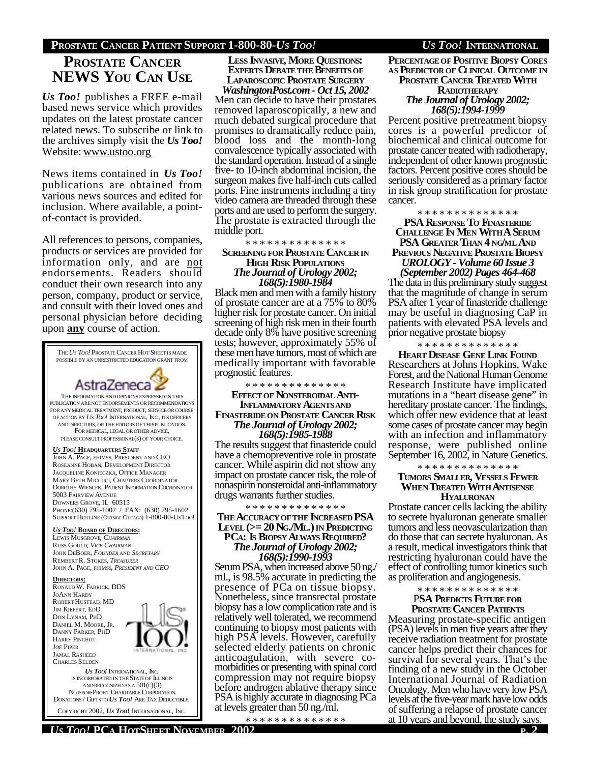# PROSTATE CANCER NEWS YOU CAN USE

***Us Too!*** publishes a FREE e-mail based news service which provides updates on the latest prostate cancer related news. To subscribe or link to the archives simply visit the ***Us Too!*** Website: www.ustoo.org

News items contained in ***Us Too!*** publications are obtained from various news sources and edited for inclusion. Where available, a point-of-contact is provided.

All references to persons, companies, products or services are provided for information only, and are not endorsements. Readers should conduct their own research into any person, company, product or service, and consult with their loved ones and personal physician before deciding upon **any** course of action.

THE *US TOO!* PROSTATE CANCER HOT SHEET IS MADE POSSIBLE BY AN UNRESTRICTED EDUCATION GRANT FROM

AstraZeneca

THE INFORMATION AND OPINIONS EXPRESSED IN THIS PUBLICATION ARE NOT ENDORSEMENTS OR RECOMMENDATIONS FOR ANY MEDICAL TREATMENT, PRODUCT, SERVICE OR COURSE OF ACTION BY *US TOO!* INTERNATIONAL, INC., ITS OFFICERS AND DIRECTORS, OR THE EDITORS OF THIS PUBLICATION. FOR MEDICAL, LEGAL OR OTHER ADVICE, PLEASE CONSULT PROFESSIONAL(S) OF YOUR CHOICE.

***US TOO!* HEADQUARTERS STAFF**
JOHN A. PAGE, FHIMSS, PRESIDENT AND CEO
ROSEANNE HOBAN, DEVELOPMENT DIRECTOR
JACQUELINE KONIECZKA, OFFICE MANAGER
MARY BETH MICCUCI, CHAPTERS COORDINATOR
DOROTHY WIENCEK, PATIENT INFORMATION COORDINATOR
5003 FAIRVIEW AVENUE
DOWNERS GROVE, IL 60515
PHONE:(630) 795-1002 / FAX: (630) 795-1602
SUPPORT HOTLINE (OUTSIDE CHICAGO) 1-800-80-USTOO!

***US TOO!* BOARD OF DIRECTORS:**
LEWIS MUSGROVE, *CHAIRMAN*
RUSS GOULD, *VICE CHAIRMAN*
JOHN DEBOER, *FOUNDER AND SECRETARY*
REMBERT R. STOKES, *TREASURER*
JOHN A. PAGE, FHIMSS, *PRESIDENT AND CEO*

**DIRECTORS:**
RONALD W. FABRICK, DDS
JOANN HARDY
ROBERT HUSTEAD, MD
JIM KIEFERT, EDD
DON LYNAM, PHD
DANIEL M. MOORE, JR.
DANNY PARKER, PHD
HARRY PINCHOT
JOE PIPER
JAMAL RASHEED
CHARLES SELDEN

***US TOO!* INTERNATIONAL, INC.** IS INCORPORATED IN THE STATE OF ILLINOIS AND RECOGNIZED AS A 501(C)(3) NOT-FOR-PROFIT CHARITABLE CORPORATION. DONATIONS / GIFTS TO ***US TOO!*** ARE TAX DEDUCTIBLE.

COPYRIGHT 2002, ***US TOO!*** INTERNATIONAL, INC.

### LESS INVASIVE, MORE QUESTIONS: EXPERTS DEBATE THE BENEFITS OF LAPAROSCOPIC PROSTATE SURGERY
***WashingtonPost.com - Oct 15, 2002***

Men can decide to have their prostates removed laparoscopically, a new and much debated surgical procedure that promises to dramatically reduce pain, blood loss and the month-long convalescence typically associated with the standard operation. Instead of a single five- to 10-inch abdominal incision, the surgeon makes five half-inch cuts called ports. Fine instruments including a tiny video camera are threaded through these ports and are used to perform the surgery. The prostate is extracted through the middle port.

\* \* \* \* \* \* \* \* \* \* \* \* \* \*

### SCREENING FOR PROSTATE CANCER IN HIGH RISK POPULATIONS
***The Journal of Urology 2002; 168(5):1980-1984***

Black men and men with a family history of prostate cancer are at a 75% to 80% higher risk for prostate cancer. On initial screening of high risk men in their fourth decade only 8% have positive screening tests; however, approximately 55% of these men have tumors, most of which are medically important with favorable prognostic features.

\* \* \* \* \* \* \* \* \* \* \* \* \* \*

### EFFECT OF NONSTEROIDAL ANTI-INFLAMMATORY AGENTS AND FINASTERIDE ON PROSTATE CANCER RISK
***The Journal of Urology 2002; 168(5):1985-1988***

The results suggest that finasteride could have a chemopreventive role in prostate cancer. While aspirin did not show any impact on prostate cancer risk, the role of nonaspirin nonsteroidal anti-inflammatory drugs warrants further studies.

\* \* \* \* \* \* \* \* \* \* \* \* \* \*

### THE ACCURACY OF THE INCREASED PSA LEVEL (>= 20 NG./ML.) IN PREDICTING PCA: IS BIOPSY ALWAYS REQUIRED?
***The Journal of Urology 2002; 168(5):1990-1993***

Serum PSA, when increased above 50 ng./ml., is 98.5% accurate in predicting the presence of PCa on tissue biopsy. Nonetheless, since transrectal prostate biopsy has a low complication rate and is relatively well tolerated, we recommend continuing to biopsy most patients with high PSA levels. However, carefully selected elderly patients on chronic anticoagulation, with severe co-morbidities or presenting with spinal cord compression may not require biopsy before androgen ablative therapy since PSA is highly accurate in diagnosing PCa at levels greater than 50 ng./ml.

\* \* \* \* \* \* \* \* \* \* \* \* \* \*

### PERCENTAGE OF POSITIVE BIOPSY CORES AS PREDICTOR OF CLINICAL OUTCOME IN PROSTATE CANCER TREATED WITH RADIOTHERAPY
***The Journal of Urology 2002; 168(5):1994-1999***

Percent positive pretreatment biopsy cores is a powerful predictor of biochemical and clinical outcome for prostate cancer treated with radiotherapy, independent of other known prognostic factors. Percent positive cores should be seriously considered as a primary factor in risk group stratification for prostate cancer.

\* \* \* \* \* \* \* \* \* \* \* \* \* \*

### PSA RESPONSE TO FINASTERIDE CHALLENGE IN MEN WITH A SERUM PSA GREATER THAN 4 NG/ML AND PREVIOUS NEGATIVE PROSTATE BIOPSY
***UROLOGY - Volume 60 Issue 3 (September 2002) Pages 464-468***

The data in this preliminary study suggest that the magnitude of change in serum PSA after 1 year of finasteride challenge may be useful in diagnosing CaP in patients with elevated PSA levels and prior negative prostate biopsy

\* \* \* \* \* \* \* \* \* \* \* \* \* \*

### HEART DISEASE GENE LINK FOUND

Researchers at Johns Hopkins, Wake Forest, and the National Human Genome Research Institute have implicated mutations in a "heart disease gene" in hereditary prostate cancer. The findings, which offer new evidence that at least some cases of prostate cancer may begin with an infection and inflammatory response, were published online September 16, 2002, in Nature Genetics.

\* \* \* \* \* \* \* \* \* \* \* \* \* \*

### TUMORS SMALLER, VESSELS FEWER WHEN TREATED WITH ANTISENSE HYALURONAN

Prostate cancer cells lacking the ability to secrete hyaluronan generate smaller tumors and less neovascularization than do those that can secrete hyaluronan. As a result, medical investigators think that restricting hyaluronan could have the effect of controlling tumor kinetics such as proliferation and angiogenesis.

\* \* \* \* \* \* \* \* \* \* \* \* \* \*

### PSA PREDICTS FUTURE FOR PROSTATE CANCER PATIENTS

Measuring prostate-specific antigen (PSA) levels in men five years after they receive radiation treatment for prostate cancer helps predict their chances for survival for several years. That's the finding of a new study in the October International Journal of Radiation Oncology. Men who have very low PSA levels at the five-year mark have low odds of suffering a relapse of prostate cancer at 10 years and beyond, the study says.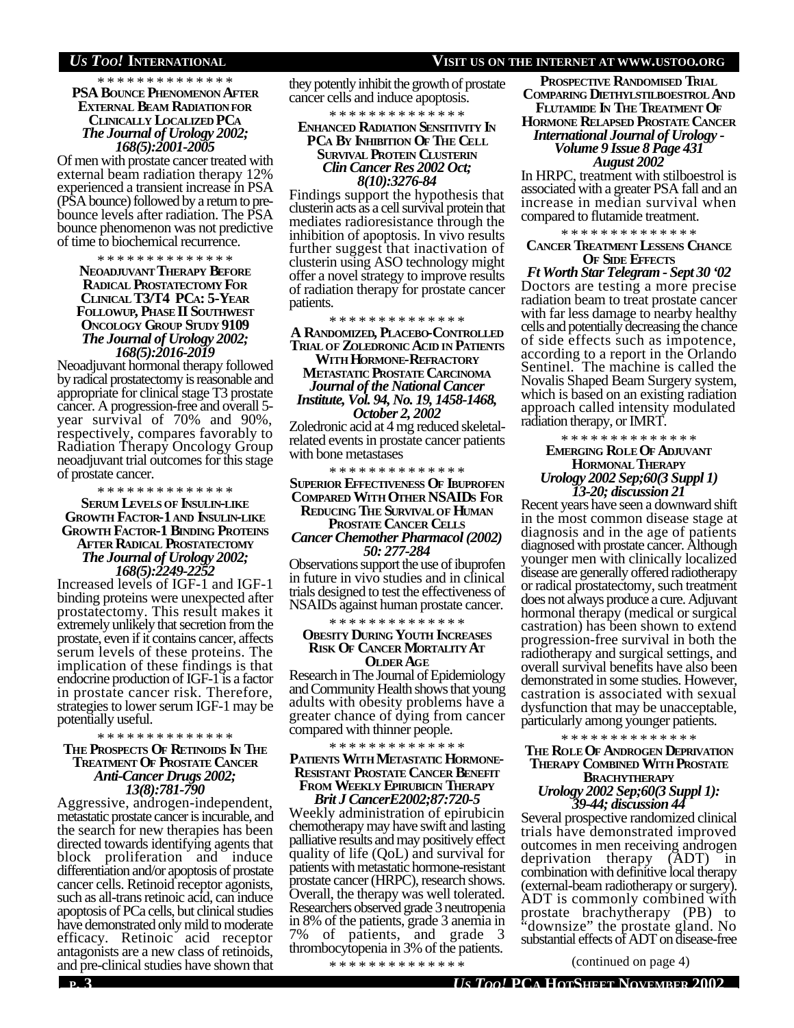\* \* \* \* \* \* \* \* \* \* \* \* \* \*

### PSA Bounce Phenomenon After External Beam Radiation for Clinically Localized PCa

*The Journal of Urology 2002; 168(5):2001-2005*

Of men with prostate cancer treated with external beam radiation therapy 12% experienced a transient increase in PSA (PSA bounce) followed by a return to pre-bounce levels after radiation. The PSA bounce phenomenon was not predictive of time to biochemical recurrence.

\* \* \* \* \* \* \* \* \* \* \* \* \* \*

### Neoadjuvant Therapy Before Radical Prostatectomy For Clinical T3/T4 PCa: 5-Year Followup, Phase II Southwest Oncology Group Study 9109

*The Journal of Urology 2002; 168(5):2016-2019*

Neoadjuvant hormonal therapy followed by radical prostatectomy is reasonable and appropriate for clinical stage T3 prostate cancer. A progression-free and overall 5-year survival of 70% and 90%, respectively, compares favorably to Radiation Therapy Oncology Group neoadjuvant trial outcomes for this stage of prostate cancer.

\* \* \* \* \* \* \* \* \* \* \* \* \* \*

### Serum Levels of Insulin-like Growth Factor-1 and Insulin-like Growth Factor-1 Binding Proteins After Radical Prostatectomy

*The Journal of Urology 2002; 168(5):2249-2252*

Increased levels of IGF-1 and IGF-1 binding proteins were unexpected after prostatectomy. This result makes it extremely unlikely that secretion from the prostate, even if it contains cancer, affects serum levels of these proteins. The implication of these findings is that endocrine production of IGF-1 is a factor in prostate cancer risk. Therefore, strategies to lower serum IGF-1 may be potentially useful.

\* \* \* \* \* \* \* \* \* \* \* \* \* \*

### The Prospects Of Retinoids In The Treatment Of Prostate Cancer

*Anti-Cancer Drugs 2002; 13(8):781-790*

Aggressive, androgen-independent, metastatic prostate cancer is incurable, and the search for new therapies has been directed towards identifying agents that block proliferation and induce differentiation and/or apoptosis of prostate cancer cells. Retinoid receptor agonists, such as all-trans retinoic acid, can induce apoptosis of PCa cells, but clinical studies have demonstrated only mild to moderate efficacy. Retinoic acid receptor antagonists are a new class of retinoids, and pre-clinical studies have shown that they potently inhibit the growth of prostate cancer cells and induce apoptosis.

\* \* \* \* \* \* \* \* \* \* \* \* \* \*

### Enhanced Radiation Sensitivity In PCa By Inhibition Of The Cell Survival Protein Clusterin

*Clin Cancer Res 2002 Oct; 8(10):3276-84*

Findings support the hypothesis that clusterin acts as a cell survival protein that mediates radioresistance through the inhibition of apoptosis. In vivo results further suggest that inactivation of clusterin using ASO technology might offer a novel strategy to improve results of radiation therapy for prostate cancer patients.

\* \* \* \* \* \* \* \* \* \* \* \* \* \*

### A Randomized, Placebo-Controlled Trial of Zoledronic Acid in Patients With Hormone-Refractory Metastatic Prostate Carcinoma

*Journal of the National Cancer Institute, Vol. 94, No. 19, 1458-1468, October 2, 2002*

Zoledronic acid at 4 mg reduced skeletal-related events in prostate cancer patients with bone metastases

\* \* \* \* \* \* \* \* \* \* \* \* \* \*

### Superior Effectiveness Of Ibuprofen Compared With Other NSAIDs For Reducing The Survival Of Human Prostate Cancer Cells

*Cancer Chemother Pharmacol (2002) 50: 277-284*

Observations support the use of ibuprofen in future in vivo studies and in clinical trials designed to test the effectiveness of NSAIDs against human prostate cancer.

\* \* \* \* \* \* \* \* \* \* \* \* \* \*

### Obesity During Youth Increases Risk Of Cancer Mortality At Older Age

Research in The Journal of Epidemiology and Community Health shows that young adults with obesity problems have a greater chance of dying from cancer compared with thinner people.

\* \* \* \* \* \* \* \* \* \* \* \* \* \*

### Patients With Metastatic Hormone-Resistant Prostate Cancer Benefit From Weekly Epirubicin Therapy

*Brit J CancerE2002;87:720-5*

Weekly administration of epirubicin chemotherapy may have swift and lasting palliative results and may positively effect quality of life (QoL) and survival for patients with metastatic hormone-resistant prostate cancer (HRPC), research shows. Overall, the therapy was well tolerated. Researchers observed grade 3 neutropenia in 8% of the patients, grade 3 anemia in 7% of patients, and grade 3 thrombocytopenia in 3% of the patients.

\* \* \* \* \* \* \* \* \* \* \* \* \* \*

### Prospective Randomised Trial Comparing Diethylstilboestrol And Flutamide In The Treatment Of Hormone Relapsed Prostate Cancer

*International Journal of Urology - Volume 9 Issue 8 Page 431 August 2002*

In HRPC, treatment with stilboestrol is associated with a greater PSA fall and an increase in median survival when compared to flutamide treatment.

\* \* \* \* \* \* \* \* \* \* \* \* \* \*

### Cancer Treatment Lessens Chance Of Side Effects

*Ft Worth Star Telegram - Sept 30 '02*

Doctors are testing a more precise radiation beam to treat prostate cancer with far less damage to nearby healthy cells and potentially decreasing the chance of side effects such as impotence, according to a report in the Orlando Sentinel. The machine is called the Novalis Shaped Beam Surgery system, which is based on an existing radiation approach called intensity modulated radiation therapy, or IMRT.

\* \* \* \* \* \* \* \* \* \* \* \* \* \*

### Emerging Role Of Adjuvant Hormonal Therapy

*Urology 2002 Sep;60(3 Suppl 1) 13-20; discussion 21*

Recent years have seen a downward shift in the most common disease stage at diagnosis and in the age of patients diagnosed with prostate cancer. Although younger men with clinically localized disease are generally offered radiotherapy or radical prostatectomy, such treatment does not always produce a cure. Adjuvant hormonal therapy (medical or surgical castration) has been shown to extend progression-free survival in both the radiotherapy and surgical settings, and overall survival benefits have also been demonstrated in some studies. However, castration is associated with sexual dysfunction that may be unacceptable, particularly among younger patients.

\* \* \* \* \* \* \* \* \* \* \* \* \* \*

### The Role Of Androgen Deprivation Therapy Combined With Prostate Brachytherapy

*Urology 2002 Sep;60(3 Suppl 1): 39-44; discussion 44*

Several prospective randomized clinical trials have demonstrated improved outcomes in men receiving androgen deprivation therapy (ADT) in combination with definitive local therapy (external-beam radiotherapy or surgery). ADT is commonly combined with prostate brachytherapy (PB) to "downsize" the prostate gland. No substantial effects of ADT on disease-free

(continued on page 4)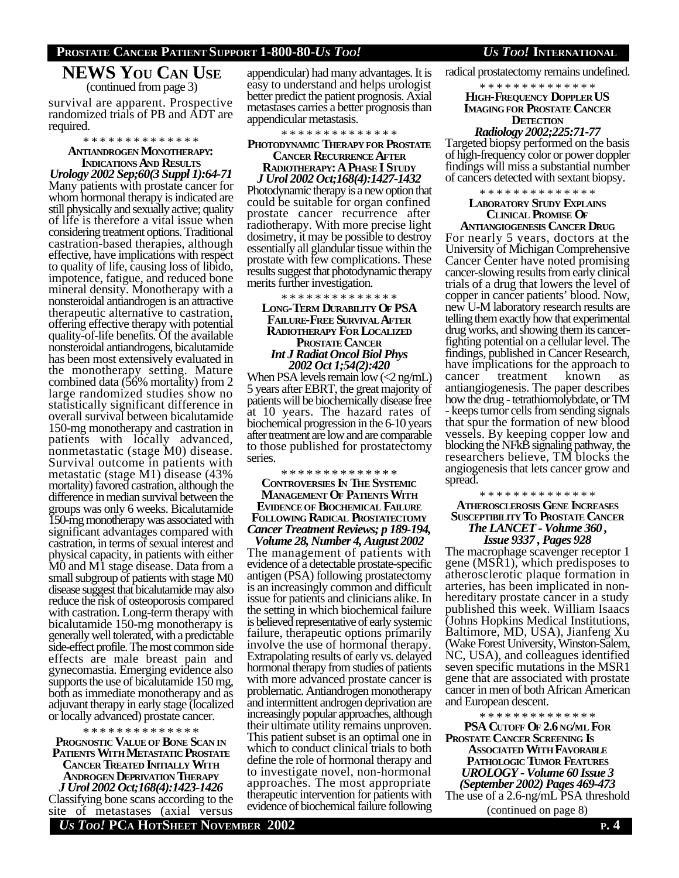## NEWS YOU CAN USE

(continued from page 3)

survival are apparent. Prospective randomized trials of PB and ADT are required.

\* \* \* \* \* \* \* \* \* \* \* \* \* \*

### ANTIANDROGEN MONOTHERAPY: INDICATIONS AND RESULTS

***Urology 2002 Sep;60(3 Suppl 1):64-71***

Many patients with prostate cancer for whom hormonal therapy is indicated are still physically and sexually active; quality of life is therefore a vital issue when considering treatment options. Traditional castration-based therapies, although effective, have implications with respect to quality of life, causing loss of libido, impotence, fatigue, and reduced bone mineral density. Monotherapy with a nonsteroidal antiandrogen is an attractive therapeutic alternative to castration, offering effective therapy with potential quality-of-life benefits. Of the available nonsteroidal antiandrogens, bicalutamide has been most extensively evaluated in the monotherapy setting. Mature combined data (56% mortality) from 2 large randomized studies show no statistically significant difference in overall survival between bicalutamide 150-mg monotherapy and castration in patients with locally advanced, nonmetastatic (stage M0) disease. Survival outcome in patients with metastatic (stage M1) disease (43% mortality) favored castration, although the difference in median survival between the groups was only 6 weeks. Bicalutamide 150-mg monotherapy was associated with significant advantages compared with castration, in terms of sexual interest and physical capacity, in patients with either M0 and M1 stage disease. Data from a small subgroup of patients with stage M0 disease suggest that bicalutamide may also reduce the risk of osteoporosis compared with castration. Long-term therapy with bicalutamide 150-mg monotherapy is generally well tolerated, with a predictable side-effect profile. The most common side effects are male breast pain and gynecomastia. Emerging evidence also supports the use of bicalutamide 150 mg, both as immediate monotherapy and as adjuvant therapy in early stage (localized or locally advanced) prostate cancer.

\* \* \* \* \* \* \* \* \* \* \* \* \* \*

### PROGNOSTIC VALUE OF BONE SCAN IN PATIENTS WITH METASTATIC PROSTATE CANCER TREATED INITIALLY WITH ANDROGEN DEPRIVATION THERAPY

***J Urol 2002 Oct;168(4):1423-1426***

Classifying bone scans according to the site of metastases (axial versus appendicular) had many advantages. It is easy to understand and helps urologist better predict the patient prognosis. Axial metastases carries a better prognosis than appendicular metastasis.

\* \* \* \* \* \* \* \* \* \* \* \* \* \*

### PHOTODYNAMIC THERAPY FOR PROSTATE CANCER RECURRENCE AFTER RADIOTHERAPY: A PHASE I STUDY

***J Urol 2002 Oct;168(4):1427-1432***

Photodynamic therapy is a new option that could be suitable for organ confined prostate cancer recurrence after radiotherapy. With more precise light dosimetry, it may be possible to destroy essentially all glandular tissue within the prostate with few complications. These results suggest that photodynamic therapy merits further investigation.

\* \* \* \* \* \* \* \* \* \* \* \* \* \*

### LONG-TERM DURABILITY OF PSA FAILURE-FREE SURVIVAL AFTER RADIOTHERAPY FOR LOCALIZED PROSTATE CANCER

***Int J Radiat Oncol Biol Phys 2002 Oct 1;54(2):420***

When PSA levels remain low (<2 ng/mL) 5 years after EBRT, the great majority of patients will be biochemically disease free at 10 years. The hazard rates of biochemical progression in the 6-10 years after treatment are low and are comparable to those published for prostatectomy series.

\* \* \* \* \* \* \* \* \* \* \* \* \* \*

### CONTROVERSIES IN THE SYSTEMIC MANAGEMENT OF PATIENTS WITH EVIDENCE OF BIOCHEMICAL FAILURE FOLLOWING RADICAL PROSTATECTOMY

***Cancer Treatment Reviews; p 189-194, Volume 28, Number 4, August 2002***

The management of patients with evidence of a detectable prostate-specific antigen (PSA) following prostatectomy is an increasingly common and difficult issue for patients and clinicians alike. In the setting in which biochemical failure is believed representative of early systemic failure, therapeutic options primarily involve the use of hormonal therapy. Extrapolating results of early vs. delayed hormonal therapy from studies of patients with more advanced prostate cancer is problematic. Antiandrogen monotherapy and intermittent androgen deprivation are increasingly popular approaches, although their ultimate utility remains unproven. This patient subset is an optimal one in which to conduct clinical trials to both define the role of hormonal therapy and to investigate novel, non-hormonal approaches. The most appropriate therapeutic intervention for patients with evidence of biochemical failure following radical prostatectomy remains undefined.

\* \* \* \* \* \* \* \* \* \* \* \* \* \*

### HIGH-FREQUENCY DOPPLER US IMAGING FOR PROSTATE CANCER DETECTION

***Radiology 2002;225:71-77***

Targeted biopsy performed on the basis of high-frequency color or power doppler findings will miss a substantial number of cancers detected with sextant biopsy.

\* \* \* \* \* \* \* \* \* \* \* \* \* \*

### LABORATORY STUDY EXPLAINS CLINICAL PROMISE OF ANTIANGIOGENESIS CANCER DRUG

For nearly 5 years, doctors at the University of Michigan Comprehensive Cancer Center have noted promising cancer-slowing results from early clinical trials of a drug that lowers the level of copper in cancer patients' blood. Now, new U-M laboratory research results are telling them exactly how that experimental drug works, and showing them its cancer-fighting potential on a cellular level. The findings, published in Cancer Research, have implications for the approach to cancer treatment known as antiangiogenesis. The paper describes how the drug - tetrathiomolybdate, or TM - keeps tumor cells from sending signals that spur the formation of new blood vessels. By keeping copper low and blocking the NFkB signaling pathway, the researchers believe, TM blocks the angiogenesis that lets cancer grow and spread.

\* \* \* \* \* \* \* \* \* \* \* \* \* \*

### ATHEROSCLEROSIS GENE INCREASES SUSCEPTIBILITY TO PROSTATE CANCER

***The LANCET - Volume 360 , Issue 9337 , Pages 928***

The macrophage scavenger receptor 1 gene (MSR1), which predisposes to atherosclerotic plaque formation in arteries, has been implicated in non-hereditary prostate cancer in a study published this week. William Isaacs (Johns Hopkins Medical Institutions, Baltimore, MD, USA), Jianfeng Xu (Wake Forest University, Winston-Salem, NC, USA), and colleagues identified seven specific mutations in the MSR1 gene that are associated with prostate cancer in men of both African American and European descent.

\* \* \* \* \* \* \* \* \* \* \* \* \* \*

### PSA CUTOFF OF 2.6 NG/ML FOR PROSTATE CANCER SCREENING IS ASSOCIATED WITH FAVORABLE PATHOLOGIC TUMOR FEATURES

***UROLOGY - Volume 60 Issue 3 (September 2002) Pages 469-473***

The use of a 2.6-ng/mL PSA threshold

(continued on page 8)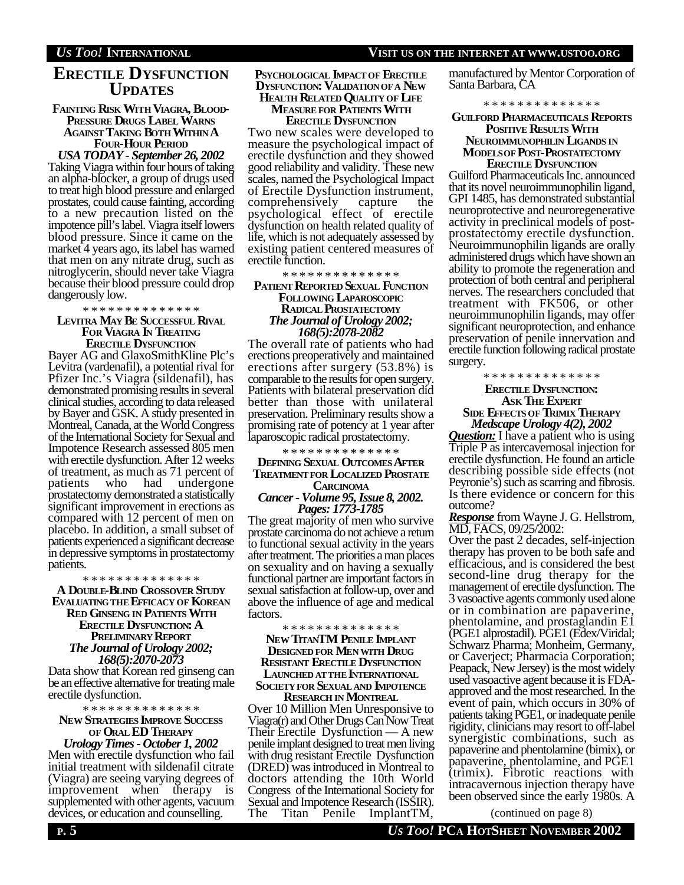# Erectile Dysfunction Updates

### Fainting Risk With Viagra, Blood-Pressure Drugs Label Warns Against Taking Both Within A Four-Hour Period

***USA TODAY - September 26, 2002***

Taking Viagra within four hours of taking an alpha-blocker, a group of drugs used to treat high blood pressure and enlarged prostates, could cause fainting, according to a new precaution listed on the impotence pill's label. Viagra itself lowers blood pressure. Since it came on the market 4 years ago, its label has warned that men on any nitrate drug, such as nitroglycerin, should never take Viagra because their blood pressure could drop dangerously low.

* * * * * * * * * * * * * *

### Levitra May Be Successful Rival For Viagra In Treating Erectile Dysfunction

Bayer AG and GlaxoSmithKline Plc's Levitra (vardenafil), a potential rival for Pfizer Inc.'s Viagra (sildenafil), has demonstrated promising results in several clinical studies, according to data released by Bayer and GSK. A study presented in Montreal, Canada, at the World Congress of the International Society for Sexual and Impotence Research assessed 805 men with erectile dysfunction. After 12 weeks of treatment, as much as 71 percent of patients who had undergone prostatectomy demonstrated a statistically significant improvement in erections as compared with 12 percent of men on placebo. In addition, a small subset of patients experienced a significant decrease in depressive symptoms in prostatectomy patients.

* * * * * * * * * * * * * *

### A Double-Blind Crossover Study Evaluating the Efficacy of Korean Red Ginseng in Patients With Erectile Dysfunction: A Preliminary Report

***The Journal of Urology 2002; 168(5):2070-2073***

Data show that Korean red ginseng can be an effective alternative for treating male erectile dysfunction.

* * * * * * * * * * * * * *

### New Strategies Improve Success of Oral ED Therapy

***Urology Times - October 1, 2002***

Men with erectile dysfunction who fail initial treatment with sildenafil citrate (Viagra) are seeing varying degrees of improvement when therapy is supplemented with other agents, vacuum devices, or education and counselling.

### Psychological Impact of Erectile Dysfunction: Validation of a New Health Related Quality of Life Measure for Patients With Erectile Dysfunction

Two new scales were developed to measure the psychological impact of erectile dysfunction and they showed good reliability and validity. These new scales, named the Psychological Impact of Erectile Dysfunction instrument, comprehensively capture the psychological effect of erectile dysfunction on health related quality of life, which is not adequately assessed by existing patient centered measures of erectile function.

* * * * * * * * * * * * * *

### Patient Reported Sexual Function Following Laparoscopic Radical Prostatectomy

***The Journal of Urology 2002; 168(5):2078-2082***

The overall rate of patients who had erections preoperatively and maintained erections after surgery (53.8%) is comparable to the results for open surgery. Patients with bilateral preservation did better than those with unilateral preservation. Preliminary results show a promising rate of potency at 1 year after laparoscopic radical prostatectomy.

* * * * * * * * * * * * * *

### Defining Sexual Outcomes After Treatment for Localized Prostate Carcinoma

***Cancer - Volume 95, Issue 8, 2002. Pages: 1773-1785***

The great majority of men who survive prostate carcinoma do not achieve a return to functional sexual activity in the years after treatment. The priorities a man places on sexuality and on having a sexually functional partner are important factors in sexual satisfaction at follow-up, over and above the influence of age and medical factors.

* * * * * * * * * * * * * *

### New TitanTM Penile Implant Designed for Men with Drug Resistant Erectile Dysfunction Launched at the International Society for Sexual and Impotence Research in Montreal

Over 10 Million Men Unresponsive to Viagra(r) and Other Drugs Can Now Treat Their Erectile Dysfunction — A new penile implant designed to treat men living with drug resistant Erectile Dysfunction (DRED) was introduced in Montreal to doctors attending the 10th World Congress of the International Society for Sexual and Impotence Research (ISSIR). The Titan Penile ImplantTM, manufactured by Mentor Corporation of Santa Barbara, CA

* * * * * * * * * * * * * *

### Guilford Pharmaceuticals Reports Positive Results With Neuroimmunophilin Ligands in Models of Post-Prostatectomy Erectile Dysfunction

Guilford Pharmaceuticals Inc. announced that its novel neuroimmunophilin ligand, GPI 1485, has demonstrated substantial neuroprotective and neuroregenerative activity in preclinical models of post-prostatectomy erectile dysfunction. Neuroimmunophilin ligands are orally administered drugs which have shown an ability to promote the regeneration and protection of both central and peripheral nerves. The researchers concluded that treatment with FK506, or other neuroimmunophilin ligands, may offer significant neuroprotection, and enhance preservation of penile innervation and erectile function following radical prostate surgery.

* * * * * * * * * * * * * *

### Erectile Dysfunction: Ask The Expert Side Effects of Trimix Therapy

***Medscape Urology 4(2), 2002***

***Question:*** I have a patient who is using Triple P as intercavernosal injection for erectile dysfunction. He found an article describing possible side effects (not Peyronie's) such as scarring and fibrosis. Is there evidence or concern for this outcome?

***Response*** from Wayne J. G. Hellstrom, MD, FACS, 09/25/2002:

Over the past 2 decades, self-injection therapy has proven to be both safe and efficacious, and is considered the best second-line drug therapy for the management of erectile dysfunction. The 3 vasoactive agents commonly used alone or in combination are papaverine, phentolamine, and prostaglandin E1 (PGE1 alprostadil). PGE1 (Edex/Viridal; Schwarz Pharma; Monheim, Germany, or Caverject; Pharmacia Corporation; Peapack, New Jersey) is the most widely used vasoactive agent because it is FDA-approved and the most researched. In the event of pain, which occurs in 30% of patients taking PGE1, or inadequate penile rigidity, clinicians may resort to off-label synergistic combinations, such as papaverine and phentolamine (bimix), or papaverine, phentolamine, and PGE1 (trimix). Fibrotic reactions with intracavernous injection therapy have been observed since the early 1980s. A

(continued on page 8)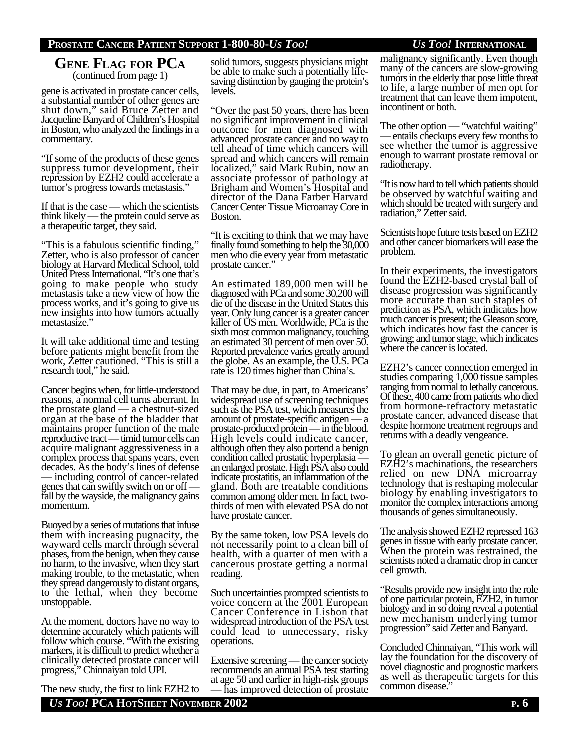## GENE FLAG FOR PCA

(continued from page 1)

gene is activated in prostate cancer cells, a substantial number of other genes are shut down," said Bruce Zetter and Jacqueline Banyard of Children's Hospital in Boston, who analyzed the findings in a commentary.

"If some of the products of these genes suppress tumor development, their repression by EZH2 could accelerate a tumor's progress towards metastasis."

If that is the case — which the scientists think likely — the protein could serve as a therapeutic target, they said.

"This is a fabulous scientific finding," Zetter, who is also professor of cancer biology at Harvard Medical School, told United Press International. "It's one that's going to make people who study metastasis take a new view of how the process works, and it's going to give us new insights into how tumors actually metastasize."

It will take additional time and testing before patients might benefit from the work, Zetter cautioned. "This is still a research tool," he said.

Cancer begins when, for little-understood reasons, a normal cell turns aberrant. In the prostate gland — a chestnut-sized organ at the base of the bladder that maintains proper function of the male reproductive tract — timid tumor cells can acquire malignant aggressiveness in a complex process that spans years, even decades. As the body's lines of defense — including control of cancer-related genes that can swiftly switch on or off — fall by the wayside, the malignancy gains momentum.

Buoyed by a series of mutations that infuse them with increasing pugnacity, the wayward cells march through several phases, from the benign, when they cause no harm, to the invasive, when they start making trouble, to the metastatic, when they spread dangerously to distant organs, to the lethal, when they become unstoppable.

At the moment, doctors have no way to determine accurately which patients will follow which course. "With the existing markers, it is difficult to predict whether a clinically detected prostate cancer will progress," Chinnaiyan told UPI.

The new study, the first to link EZH2 to solid tumors, suggests physicians might be able to make such a potentially life-saving distinction by gauging the protein's levels.

"Over the past 50 years, there has been no significant improvement in clinical outcome for men diagnosed with advanced prostate cancer and no way to tell ahead of time which cancers will spread and which cancers will remain localized," said Mark Rubin, now an associate professor of pathology at Brigham and Women's Hospital and director of the Dana Farber Harvard Cancer Center Tissue Microarray Core in Boston.

"It is exciting to think that we may have finally found something to help the 30,000 men who die every year from metastatic prostate cancer."

An estimated 189,000 men will be diagnosed with PCa and some 30,200 will die of the disease in the United States this year. Only lung cancer is a greater cancer killer of US men. Worldwide, PCa is the sixth most common malignancy, touching an estimated 30 percent of men over 50. Reported prevalence varies greatly around the globe. As an example, the U.S. PCa rate is 120 times higher than China's.

That may be due, in part, to Americans' widespread use of screening techniques such as the PSA test, which measures the amount of prostate-specific antigen — a prostate-produced protein — in the blood. High levels could indicate cancer, although often they also portend a benign condition called prostatic hyperplasia — an enlarged prostate. High PSA also could indicate prostatitis, an inflammation of the gland. Both are treatable conditions common among older men. In fact, two-thirds of men with elevated PSA do not have prostate cancer.

By the same token, low PSA levels do not necessarily point to a clean bill of health, with a quarter of men with a cancerous prostate getting a normal reading.

Such uncertainties prompted scientists to voice concern at the 2001 European Cancer Conference in Lisbon that widespread introduction of the PSA test could lead to unnecessary, risky operations.

Extensive screening — the cancer society recommends an annual PSA test starting at age 50 and earlier in high-risk groups — has improved detection of prostate malignancy significantly. Even though many of the cancers are slow-growing tumors in the elderly that pose little threat to life, a large number of men opt for treatment that can leave them impotent, incontinent or both.

The other option — "watchful waiting" — entails checkups every few months to see whether the tumor is aggressive enough to warrant prostate removal or radiotherapy.

"It is now hard to tell which patients should be observed by watchful waiting and which should be treated with surgery and radiation," Zetter said.

Scientists hope future tests based on EZH2 and other cancer biomarkers will ease the problem.

In their experiments, the investigators found the EZH2-based crystal ball of disease progression was significantly more accurate than such staples of prediction as PSA, which indicates how much cancer is present; the Gleason score, which indicates how fast the cancer is growing; and tumor stage, which indicates where the cancer is located.

EZH2's cancer connection emerged in studies comparing 1,000 tissue samples ranging from normal to lethally cancerous. Of these, 400 came from patients who died from hormone-refractory metastatic prostate cancer, advanced disease that despite hormone treatment regroups and returns with a deadly vengeance.

To glean an overall genetic picture of EZH2's machinations, the researchers relied on new DNA microarray technology that is reshaping molecular biology by enabling investigators to monitor the complex interactions among thousands of genes simultaneously.

The analysis showed EZH2 repressed 163 genes in tissue with early prostate cancer. When the protein was restrained, the scientists noted a dramatic drop in cancer cell growth.

"Results provide new insight into the role of one particular protein, EZH2, in tumor biology and in so doing reveal a potential new mechanism underlying tumor progression" said Zetter and Banyard.

Concluded Chinnaiyan, "This work will lay the foundation for the discovery of novel diagnostic and prognostic markers as well as therapeutic targets for this common disease."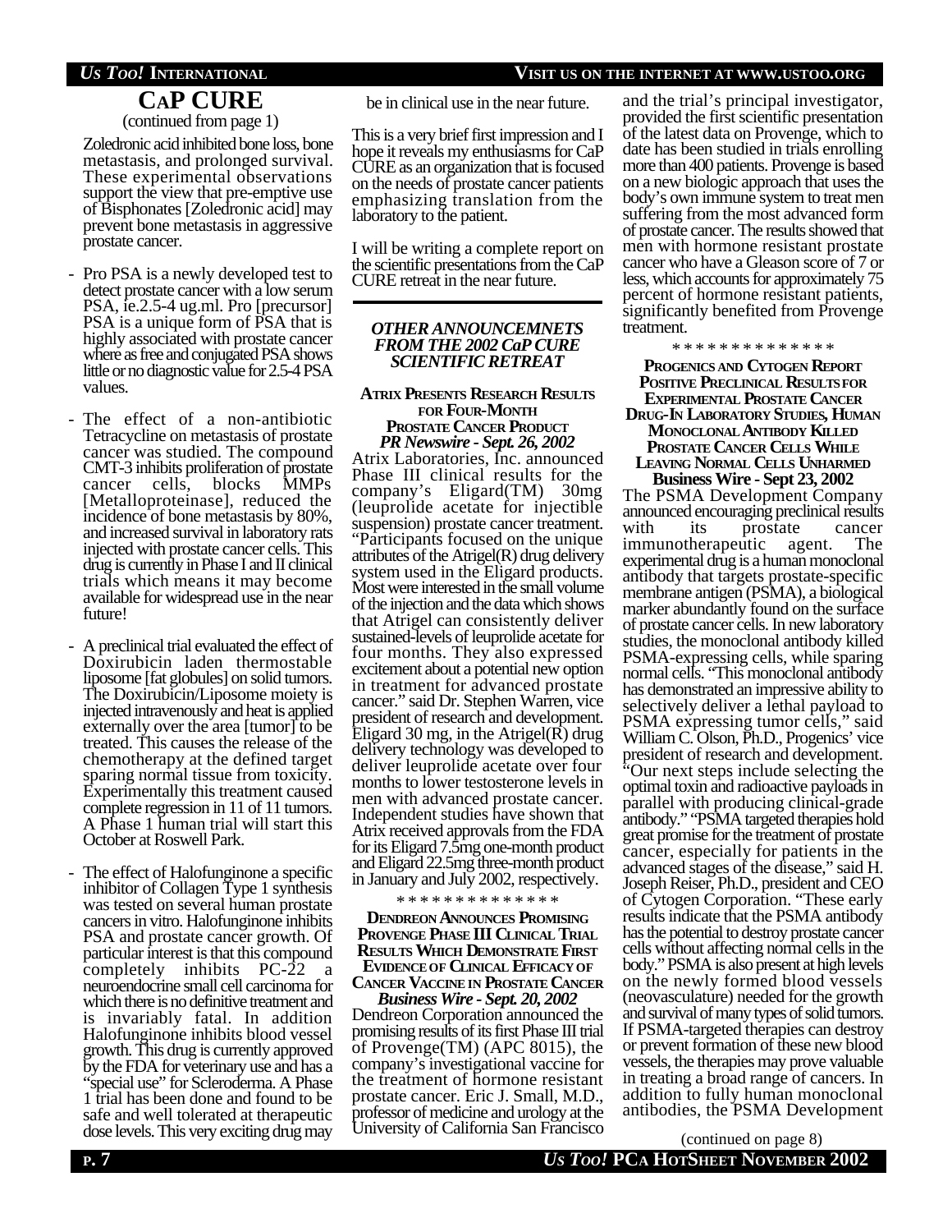## CaP CURE

(continued from page 1)

Zoledronic acid inhibited bone loss, bone metastasis, and prolonged survival. These experimental observations support the view that pre-emptive use of Bisphonates [Zoledronic acid] may prevent bone metastasis in aggressive prostate cancer.

- Pro PSA is a newly developed test to detect prostate cancer with a low serum PSA, ie.2.5-4 ug.ml. Pro [precursor] PSA is a unique form of PSA that is highly associated with prostate cancer where as free and conjugated PSA shows little or no diagnostic value for 2.5-4 PSA values.
- The effect of a non-antibiotic Tetracycline on metastasis of prostate cancer was studied. The compound CMT-3 inhibits proliferation of prostate cancer cells, blocks MMPs [Metalloproteinase], reduced the incidence of bone metastasis by 80%, and increased survival in laboratory rats injected with prostate cancer cells. This drug is currently in Phase I and II clinical trials which means it may become available for widespread use in the near future!
- A preclinical trial evaluated the effect of Doxirubicin laden thermostable liposome [fat globules] on solid tumors. The Doxirubicin/Liposome moiety is injected intravenously and heat is applied externally over the area [tumor] to be treated. This causes the release of the chemotherapy at the defined target sparing normal tissue from toxicity. Experimentally this treatment caused complete regression in 11 of 11 tumors. A Phase 1 human trial will start this October at Roswell Park.
- The effect of Halofunginone a specific inhibitor of Collagen Type 1 synthesis was tested on several human prostate cancers in vitro. Halofunginone inhibits PSA and prostate cancer growth. Of particular interest is that this compound completely inhibits PC-22 a neuroendocrine small cell carcinoma for which there is no definitive treatment and is invariably fatal. In addition Halofunginone inhibits blood vessel growth. This drug is currently approved by the FDA for veterinary use and has a "special use" for Scleroderma. A Phase 1 trial has been done and found to be safe and well tolerated at therapeutic dose levels. This very exciting drug may be in clinical use in the near future.

This is a very brief first impression and I hope it reveals my enthusiasms for CaP CURE as an organization that is focused on the needs of prostate cancer patients emphasizing translation from the laboratory to the patient.

I will be writing a complete report on the scientific presentations from the CaP CURE retreat in the near future.

---

### *OTHER ANNOUNCEMNETS FROM THE 2002 CaP CURE SCIENTIFIC RETREAT*

#### Atrix Presents Research Results for Four-Month Prostate Cancer Product
***PR Newswire - Sept. 26, 2002***

Atrix Laboratories, Inc. announced Phase III clinical results for the company's Eligard(TM) 30mg (leuprolide acetate for injectible suspension) prostate cancer treatment. "Participants focused on the unique attributes of the Atrigel(R) drug delivery system used in the Eligard products. Most were interested in the small volume of the injection and the data which shows that Atrigel can consistently deliver sustained-levels of leuprolide acetate for four months. They also expressed excitement about a potential new option in treatment for advanced prostate cancer." said Dr. Stephen Warren, vice president of research and development. Eligard 30 mg, in the Atrigel(R) drug delivery technology was developed to deliver leuprolide acetate over four months to lower testosterone levels in men with advanced prostate cancer. Independent studies have shown that Atrix received approvals from the FDA for its Eligard 7.5mg one-month product and Eligard 22.5mg three-month product in January and July 2002, respectively.

\* \* \* \* \* \* \* \* \* \* \* \* \* \*

#### Dendreon Announces Promising Provenge Phase III Clinical Trial Results Which Demonstrate First Evidence of Clinical Efficacy of Cancer Vaccine in Prostate Cancer
***Business Wire - Sept. 20, 2002***

Dendreon Corporation announced the promising results of its first Phase III trial of Provenge(TM) (APC 8015), the company's investigational vaccine for the treatment of hormone resistant prostate cancer. Eric J. Small, M.D., professor of medicine and urology at the University of California San Francisco and the trial's principal investigator, provided the first scientific presentation of the latest data on Provenge, which to date has been studied in trials enrolling more than 400 patients. Provenge is based on a new biologic approach that uses the body's own immune system to treat men suffering from the most advanced form of prostate cancer. The results showed that men with hormone resistant prostate cancer who have a Gleason score of 7 or less, which accounts for approximately 75 percent of hormone resistant patients, significantly benefited from Provenge treatment.

\* \* \* \* \* \* \* \* \* \* \* \* \* \*

#### Progenics and Cytogen Report Positive Preclinical Results for Experimental Prostate Cancer Drug-In Laboratory Studies, Human Monoclonal Antibody Killed Prostate Cancer Cells While Leaving Normal Cells Unharmed
**Business Wire - Sept 23, 2002**

The PSMA Development Company announced encouraging preclinical results with its prostate cancer immunotherapeutic agent. The experimental drug is a human monoclonal antibody that targets prostate-specific membrane antigen (PSMA), a biological marker abundantly found on the surface of prostate cancer cells. In new laboratory studies, the monoclonal antibody killed PSMA-expressing cells, while sparing normal cells. "This monoclonal antibody has demonstrated an impressive ability to selectively deliver a lethal payload to PSMA expressing tumor cells," said William C. Olson, Ph.D., Progenics' vice president of research and development. "Our next steps include selecting the optimal toxin and radioactive payloads in parallel with producing clinical-grade antibody." "PSMA targeted therapies hold great promise for the treatment of prostate cancer, especially for patients in the advanced stages of the disease," said H. Joseph Reiser, Ph.D., president and CEO of Cytogen Corporation. "These early results indicate that the PSMA antibody has the potential to destroy prostate cancer cells without affecting normal cells in the body." PSMA is also present at high levels on the newly formed blood vessels (neovasculature) needed for the growth and survival of many types of solid tumors. If PSMA-targeted therapies can destroy or prevent formation of these new blood vessels, the therapies may prove valuable in treating a broad range of cancers. In addition to fully human monoclonal antibodies, the PSMA Development

(continued on page 8)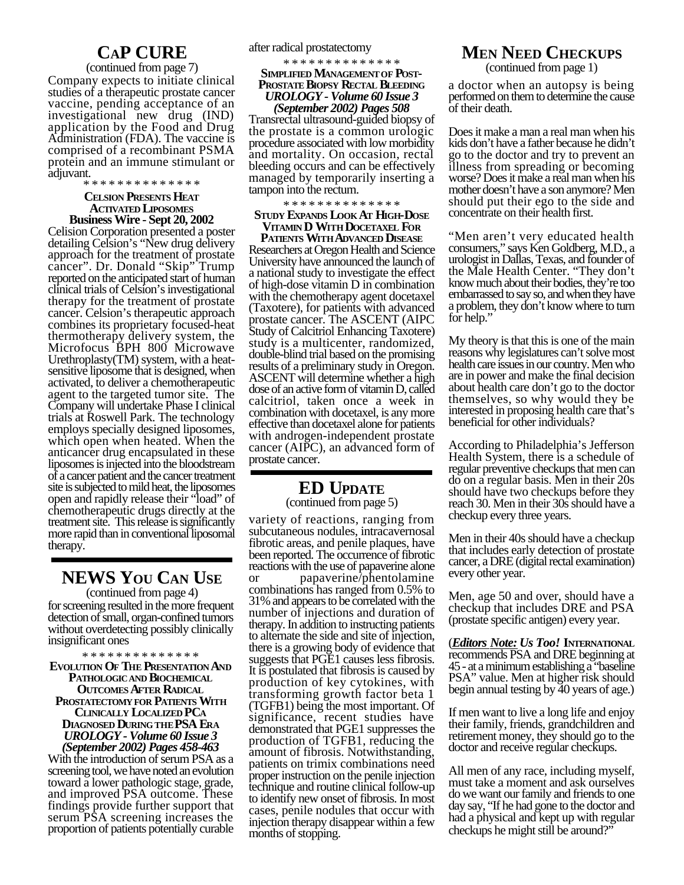## CaP CURE

(continued from page 7)

Company expects to initiate clinical studies of a therapeutic prostate cancer vaccine, pending acceptance of an investigational new drug (IND) application by the Food and Drug Administration (FDA). The vaccine is comprised of a recombinant PSMA protein and an immune stimulant or adjuvant.

\* \* \* \* \* \* \* \* \* \* \* \* \* \*

**CELSION PRESENTS HEAT ACTIVATED LIPOSOMES**
**Business Wire - Sept 20, 2002**

Celision Corporation presented a poster detailing Celsion's "New drug delivery approach for the treatment of prostate cancer". Dr. Donald "Skip" Trump reported on the anticipated start of human clinical trials of Celsion's investigational therapy for the treatment of prostate cancer. Celsion's therapeutic approach combines its proprietary focused-heat thermotherapy delivery system, the Microfocus BPH 800 Microwave Urethroplasty(TM) system, with a heat-sensitive liposome that is designed, when activated, to deliver a chemotherapeutic agent to the targeted tumor site. The Company will undertake Phase I clinical trials at Roswell Park. The technology employs specially designed liposomes, which open when heated. When the anticancer drug encapsulated in these liposomes is injected into the bloodstream of a cancer patient and the cancer treatment site is subjected to mild heat, the liposomes open and rapidly release their "load" of chemotherapeutic drugs directly at the treatment site. This release is significantly more rapid than in conventional liposomal therapy.

## NEWS YOU CAN USE

(continued from page 4)

for screening resulted in the more frequent detection of small, organ-confined tumors without overdetecting possibly clinically insignificant ones

\* \* \* \* \* \* \* \* \* \* \* \* \* \*

**EVOLUTION OF THE PRESENTATION AND PATHOLOGIC AND BIOCHEMICAL OUTCOMES AFTER RADICAL PROSTATECTOMY FOR PATIENTS WITH CLINICALLY LOCALIZED PCA DIAGNOSED DURING THE PSA ERA**
***UROLOGY - Volume 60 Issue 3 (September 2002) Pages 458-463***

With the introduction of serum PSA as a screening tool, we have noted an evolution toward a lower pathologic stage, grade, and improved PSA outcome. These findings provide further support that serum PSA screening increases the proportion of patients potentially curable after radical prostatectomy

\* \* \* \* \* \* \* \* \* \* \* \* \* \*

**SIMPLIFIED MANAGEMENT OF POST-PROSTATE BIOPSY RECTAL BLEEDING**
***UROLOGY - Volume 60 Issue 3 (September 2002) Pages 508***

Transrectal ultrasound-guided biopsy of the prostate is a common urologic procedure associated with low morbidity and mortality. On occasion, rectal bleeding occurs and can be effectively managed by temporarily inserting a tampon into the rectum.

\* \* \* \* \* \* \* \* \* \* \* \* \* \*

**STUDY EXPANDS LOOK AT HIGH-DOSE VITAMIN D WITH DOCETAXEL FOR PATIENTS WITH ADVANCED DISEASE**

Researchers at Oregon Health and Science University have announced the launch of a national study to investigate the effect of high-dose vitamin D in combination with the chemotherapy agent docetaxel (Taxotere), for patients with advanced prostate cancer. The ASCENT (AIPC Study of Calcitriol Enhancing Taxotere) study is a multicenter, randomized, double-blind trial based on the promising results of a preliminary study in Oregon. ASCENT will determine whether a high dose of an active form of vitamin D, called calcitriol, taken once a week in combination with docetaxel, is any more effective than docetaxel alone for patients with androgen-independent prostate cancer (AIPC), an advanced form of prostate cancer.

## ED UPDATE

(continued from page 5)

variety of reactions, ranging from subcutaneous nodules, intracavernosal fibrotic areas, and penile plaques, have been reported. The occurrence of fibrotic reactions with the use of papaverine alone or papaverine/phentolamine combinations has ranged from 0.5% to 31% and appears to be correlated with the number of injections and duration of therapy. In addition to instructing patients to alternate the side and site of injection, there is a growing body of evidence that suggests that PGE1 causes less fibrosis. It is postulated that fibrosis is caused by production of key cytokines, with transforming growth factor beta 1 (TGFB1) being the most important. Of significance, recent studies have demonstrated that PGE1 suppresses the production of TGFB1, reducing the amount of fibrosis. Notwithstanding, patients on trimix combinations need proper instruction on the penile injection technique and routine clinical follow-up to identify new onset of fibrosis. In most cases, penile nodules that occur with injection therapy disappear within a few months of stopping.

## MEN NEED CHECKUPS

(continued from page 1)

a doctor when an autopsy is being performed on them to determine the cause of their death.

Does it make a man a real man when his kids don't have a father because he didn't go to the doctor and try to prevent an illness from spreading or becoming worse? Does it make a real man when his mother doesn't have a son anymore? Men should put their ego to the side and concentrate on their health first.

"Men aren't very educated health consumers," says Ken Goldberg, M.D., a urologist in Dallas, Texas, and founder of the Male Health Center. "They don't know much about their bodies, they're too embarrassed to say so, and when they have a problem, they don't know where to turn for help."

My theory is that this is one of the main reasons why legislatures can't solve most health care issues in our country. Men who are in power and make the final decision about health care don't go to the doctor themselves, so why would they be interested in proposing health care that's beneficial for other individuals?

According to Philadelphia's Jefferson Health System, there is a schedule of regular preventive checkups that men can do on a regular basis. Men in their 20s should have two checkups before they reach 30. Men in their 30s should have a checkup every three years.

Men in their 40s should have a checkup that includes early detection of prostate cancer, a DRE (digital rectal examination) every other year.

Men, age 50 and over, should have a checkup that includes DRE and PSA (prostate specific antigen) every year.

(***Editors Note: Us Too!*** **INTERNATIONAL** recommends PSA and DRE beginning at 45 - at a minimum establishing a "baseline PSA" value. Men at higher risk should begin annual testing by 40 years of age.)

If men want to live a long life and enjoy their family, friends, grandchildren and retirement money, they should go to the doctor and receive regular checkups.

All men of any race, including myself, must take a moment and ask ourselves do we want our family and friends to one day say, "If he had gone to the doctor and had a physical and kept up with regular checkups he might still be around?"